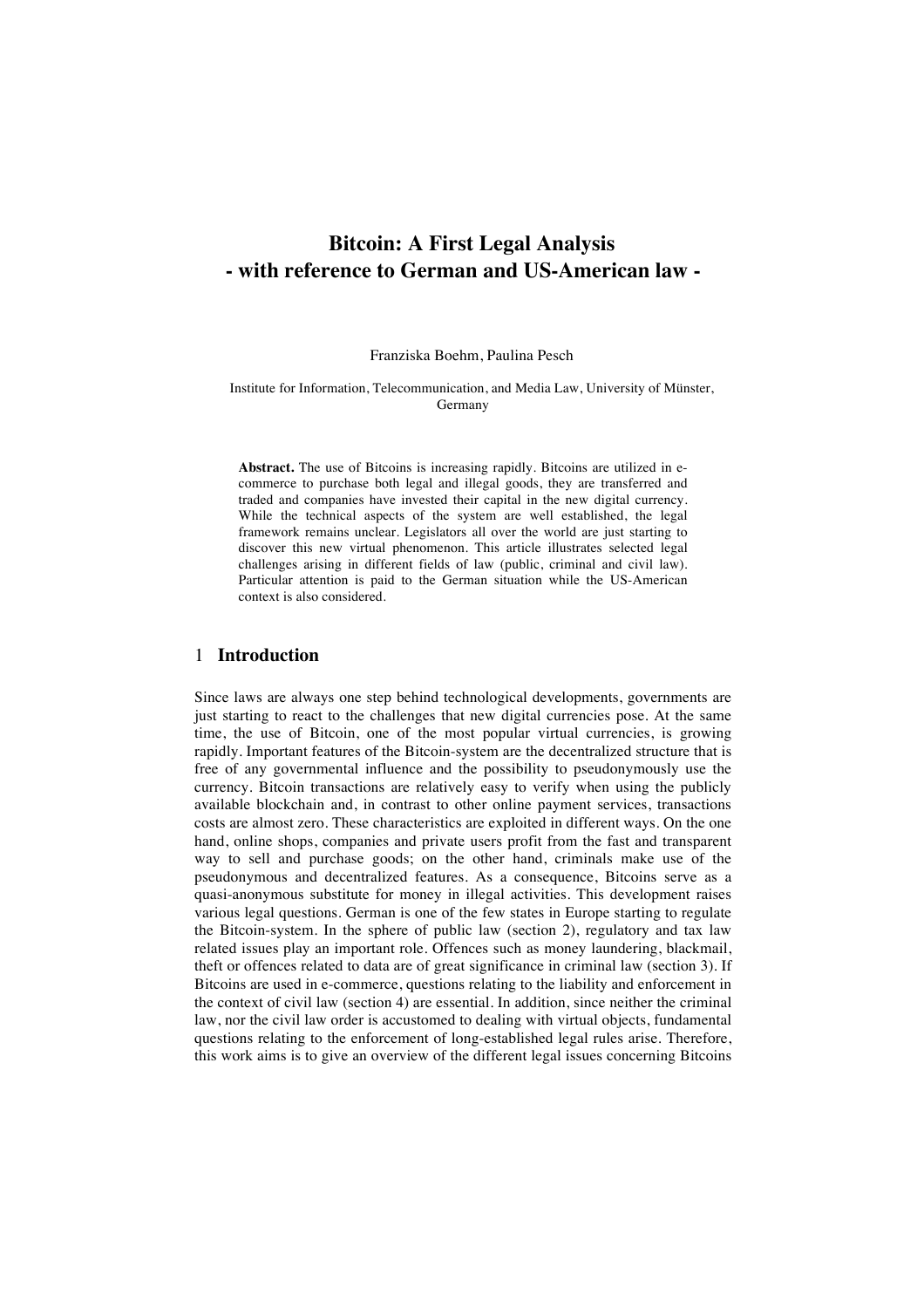# Bitcoin: A First Legal Analysis
# - with reference to German and US-American law -

Franziska Boehm, Paulina Pesch

Institute for Information, Telecommunication, and Media Law, University of Münster, Germany

**Abstract.** The use of Bitcoins is increasing rapidly. Bitcoins are utilized in e-commerce to purchase both legal and illegal goods, they are transferred and traded and companies have invested their capital in the new digital currency. While the technical aspects of the system are well established, the legal framework remains unclear. Legislators all over the world are just starting to discover this new virtual phenomenon. This article illustrates selected legal challenges arising in different fields of law (public, criminal and civil law). Particular attention is paid to the German situation while the US-American context is also considered.

## 1 Introduction

Since laws are always one step behind technological developments, governments are just starting to react to the challenges that new digital currencies pose. At the same time, the use of Bitcoin, one of the most popular virtual currencies, is growing rapidly. Important features of the Bitcoin-system are the decentralized structure that is free of any governmental influence and the possibility to pseudonymously use the currency. Bitcoin transactions are relatively easy to verify when using the publicly available blockchain and, in contrast to other online payment services, transactions costs are almost zero. These characteristics are exploited in different ways. On the one hand, online shops, companies and private users profit from the fast and transparent way to sell and purchase goods; on the other hand, criminals make use of the pseudonymous and decentralized features. As a consequence, Bitcoins serve as a quasi-anonymous substitute for money in illegal activities. This development raises various legal questions. German is one of the few states in Europe starting to regulate the Bitcoin-system. In the sphere of public law (section 2), regulatory and tax law related issues play an important role. Offences such as money laundering, blackmail, theft or offences related to data are of great significance in criminal law (section 3). If Bitcoins are used in e-commerce, questions relating to the liability and enforcement in the context of civil law (section 4) are essential. In addition, since neither the criminal law, nor the civil law order is accustomed to dealing with virtual objects, fundamental questions relating to the enforcement of long-established legal rules arise. Therefore, this work aims is to give an overview of the different legal issues concerning Bitcoins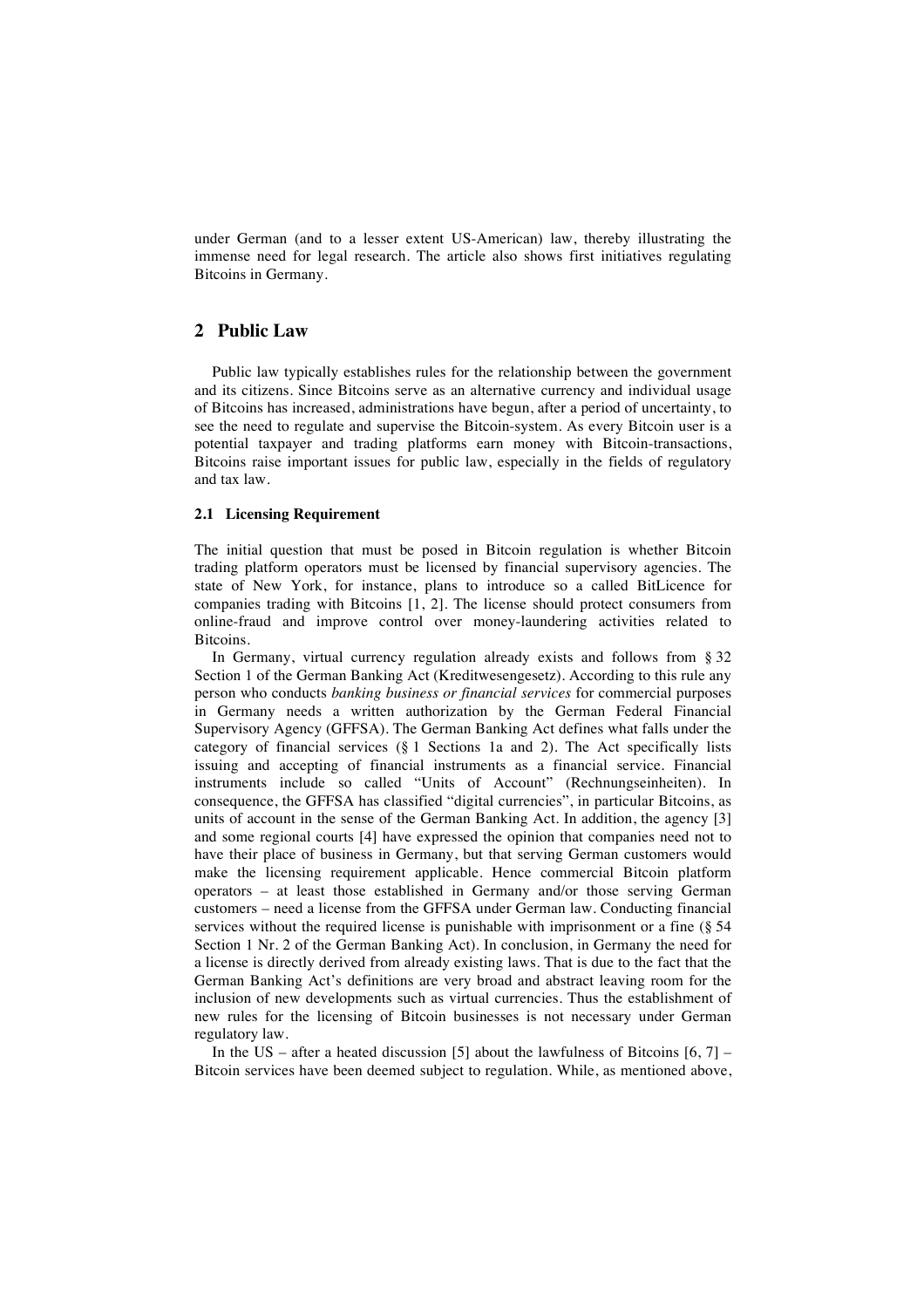under German (and to a lesser extent US-American) law, thereby illustrating the immense need for legal research. The article also shows first initiatives regulating Bitcoins in Germany.

## 2 Public Law

Public law typically establishes rules for the relationship between the government and its citizens. Since Bitcoins serve as an alternative currency and individual usage of Bitcoins has increased, administrations have begun, after a period of uncertainty, to see the need to regulate and supervise the Bitcoin-system. As every Bitcoin user is a potential taxpayer and trading platforms earn money with Bitcoin-transactions, Bitcoins raise important issues for public law, especially in the fields of regulatory and tax law.

### 2.1 Licensing Requirement

The initial question that must be posed in Bitcoin regulation is whether Bitcoin trading platform operators must be licensed by financial supervisory agencies. The state of New York, for instance, plans to introduce so a called BitLicence for companies trading with Bitcoins [1, 2]. The license should protect consumers from online-fraud and improve control over money-laundering activities related to Bitcoins.

In Germany, virtual currency regulation already exists and follows from § 32 Section 1 of the German Banking Act (Kreditwesengesetz). According to this rule any person who conducts *banking business or financial services* for commercial purposes in Germany needs a written authorization by the German Federal Financial Supervisory Agency (GFFSA). The German Banking Act defines what falls under the category of financial services (§ 1 Sections 1a and 2). The Act specifically lists issuing and accepting of financial instruments as a financial service. Financial instruments include so called "Units of Account" (Rechnungseinheiten). In consequence, the GFFSA has classified "digital currencies", in particular Bitcoins, as units of account in the sense of the German Banking Act. In addition, the agency [3] and some regional courts [4] have expressed the opinion that companies need not to have their place of business in Germany, but that serving German customers would make the licensing requirement applicable. Hence commercial Bitcoin platform operators – at least those established in Germany and/or those serving German customers – need a license from the GFFSA under German law. Conducting financial services without the required license is punishable with imprisonment or a fine (§ 54 Section 1 Nr. 2 of the German Banking Act). In conclusion, in Germany the need for a license is directly derived from already existing laws. That is due to the fact that the German Banking Act's definitions are very broad and abstract leaving room for the inclusion of new developments such as virtual currencies. Thus the establishment of new rules for the licensing of Bitcoin businesses is not necessary under German regulatory law.

In the US – after a heated discussion [5] about the lawfulness of Bitcoins [6, 7] – Bitcoin services have been deemed subject to regulation. While, as mentioned above,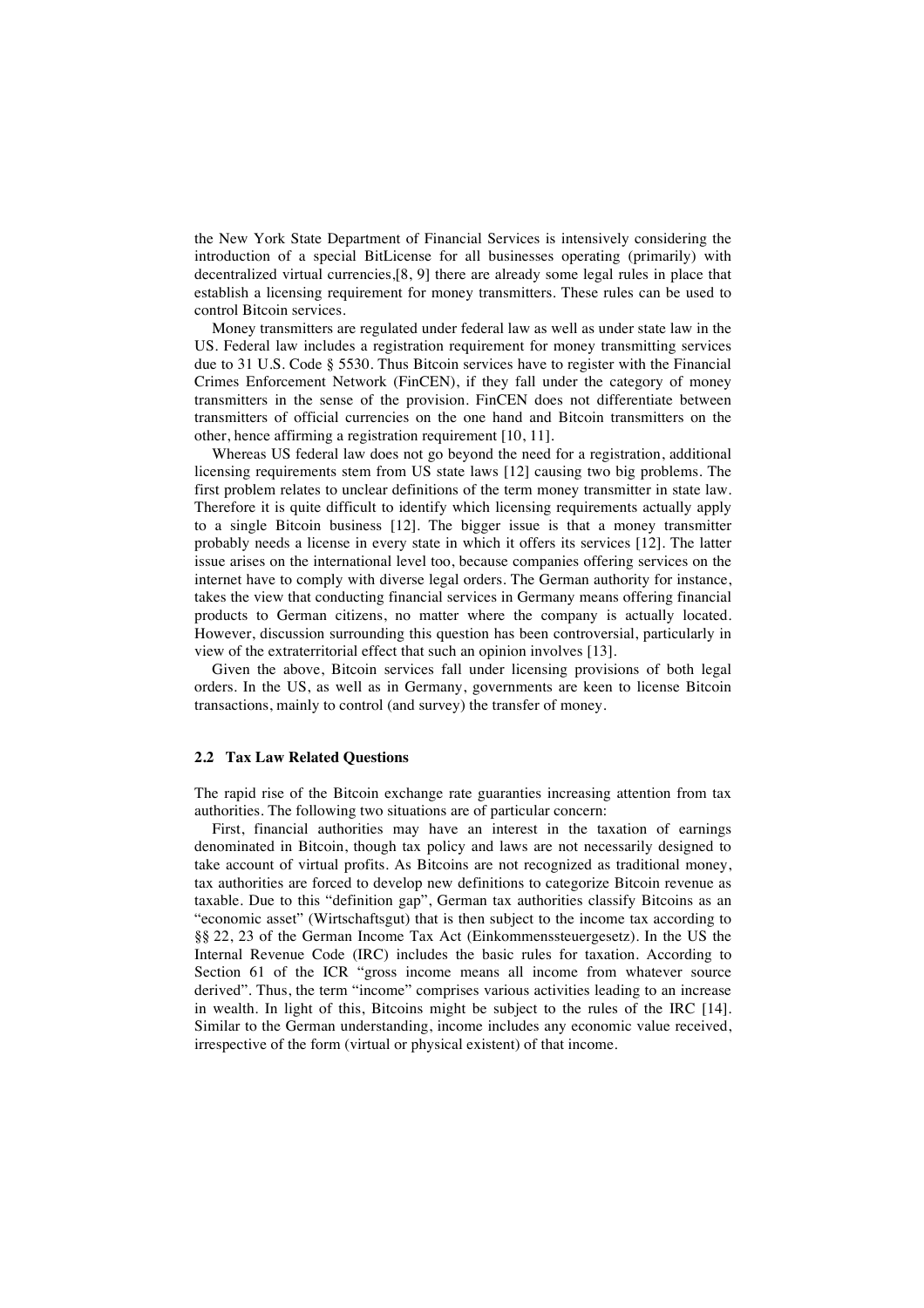the New York State Department of Financial Services is intensively considering the introduction of a special BitLicense for all businesses operating (primarily) with decentralized virtual currencies,[8, 9] there are already some legal rules in place that establish a licensing requirement for money transmitters. These rules can be used to control Bitcoin services.

Money transmitters are regulated under federal law as well as under state law in the US. Federal law includes a registration requirement for money transmitting services due to 31 U.S. Code § 5530. Thus Bitcoin services have to register with the Financial Crimes Enforcement Network (FinCEN), if they fall under the category of money transmitters in the sense of the provision. FinCEN does not differentiate between transmitters of official currencies on the one hand and Bitcoin transmitters on the other, hence affirming a registration requirement [10, 11].

Whereas US federal law does not go beyond the need for a registration, additional licensing requirements stem from US state laws [12] causing two big problems. The first problem relates to unclear definitions of the term money transmitter in state law. Therefore it is quite difficult to identify which licensing requirements actually apply to a single Bitcoin business [12]. The bigger issue is that a money transmitter probably needs a license in every state in which it offers its services [12]. The latter issue arises on the international level too, because companies offering services on the internet have to comply with diverse legal orders. The German authority for instance, takes the view that conducting financial services in Germany means offering financial products to German citizens, no matter where the company is actually located. However, discussion surrounding this question has been controversial, particularly in view of the extraterritorial effect that such an opinion involves [13].

Given the above, Bitcoin services fall under licensing provisions of both legal orders. In the US, as well as in Germany, governments are keen to license Bitcoin transactions, mainly to control (and survey) the transfer of money.

### 2.2 Tax Law Related Questions

The rapid rise of the Bitcoin exchange rate guaranties increasing attention from tax authorities. The following two situations are of particular concern:

First, financial authorities may have an interest in the taxation of earnings denominated in Bitcoin, though tax policy and laws are not necessarily designed to take account of virtual profits. As Bitcoins are not recognized as traditional money, tax authorities are forced to develop new definitions to categorize Bitcoin revenue as taxable. Due to this "definition gap", German tax authorities classify Bitcoins as an "economic asset" (Wirtschaftsgut) that is then subject to the income tax according to §§ 22, 23 of the German Income Tax Act (Einkommenssteuergesetz). In the US the Internal Revenue Code (IRC) includes the basic rules for taxation. According to Section 61 of the ICR "gross income means all income from whatever source derived". Thus, the term "income" comprises various activities leading to an increase in wealth. In light of this, Bitcoins might be subject to the rules of the IRC [14]. Similar to the German understanding, income includes any economic value received, irrespective of the form (virtual or physical existent) of that income.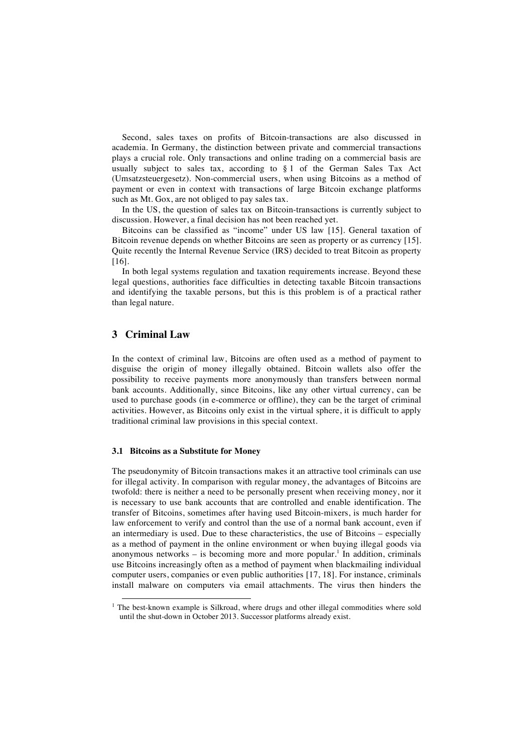Second, sales taxes on profits of Bitcoin-transactions are also discussed in academia. In Germany, the distinction between private and commercial transactions plays a crucial role. Only transactions and online trading on a commercial basis are usually subject to sales tax, according to § 1 of the German Sales Tax Act (Umsatzsteuergesetz). Non-commercial users, when using Bitcoins as a method of payment or even in context with transactions of large Bitcoin exchange platforms such as Mt. Gox, are not obliged to pay sales tax.

In the US, the question of sales tax on Bitcoin-transactions is currently subject to discussion. However, a final decision has not been reached yet.

Bitcoins can be classified as "income" under US law [15]. General taxation of Bitcoin revenue depends on whether Bitcoins are seen as property or as currency [15]. Quite recently the Internal Revenue Service (IRS) decided to treat Bitcoin as property [16].

In both legal systems regulation and taxation requirements increase. Beyond these legal questions, authorities face difficulties in detecting taxable Bitcoin transactions and identifying the taxable persons, but this is this problem is of a practical rather than legal nature.

## 3 Criminal Law

In the context of criminal law, Bitcoins are often used as a method of payment to disguise the origin of money illegally obtained. Bitcoin wallets also offer the possibility to receive payments more anonymously than transfers between normal bank accounts. Additionally, since Bitcoins, like any other virtual currency, can be used to purchase goods (in e-commerce or offline), they can be the target of criminal activities. However, as Bitcoins only exist in the virtual sphere, it is difficult to apply traditional criminal law provisions in this special context.

### 3.1 Bitcoins as a Substitute for Money

The pseudonymity of Bitcoin transactions makes it an attractive tool criminals can use for illegal activity. In comparison with regular money, the advantages of Bitcoins are twofold: there is neither a need to be personally present when receiving money, nor it is necessary to use bank accounts that are controlled and enable identification. The transfer of Bitcoins, sometimes after having used Bitcoin-mixers, is much harder for law enforcement to verify and control than the use of a normal bank account, even if an intermediary is used. Due to these characteristics, the use of Bitcoins – especially as a method of payment in the online environment or when buying illegal goods via anonymous networks – is becoming more and more popular.[1] In addition, criminals use Bitcoins increasingly often as a method of payment when blackmailing individual computer users, companies or even public authorities [17, 18]. For instance, criminals install malware on computers via email attachments. The virus then hinders the

[1] The best-known example is Silkroad, where drugs and other illegal commodities where sold until the shut-down in October 2013. Successor platforms already exist.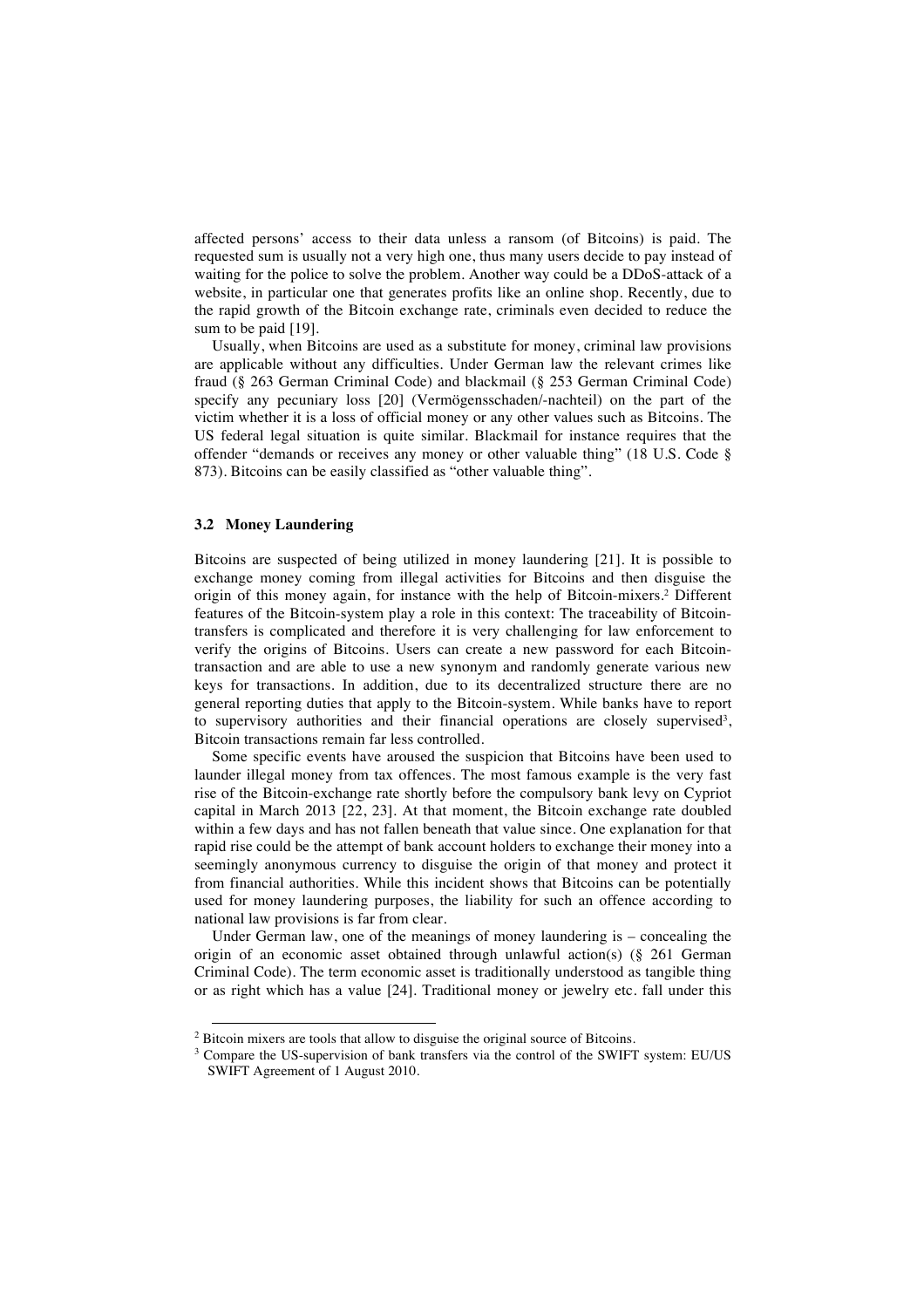affected persons' access to their data unless a ransom (of Bitcoins) is paid. The requested sum is usually not a very high one, thus many users decide to pay instead of waiting for the police to solve the problem. Another way could be a DDoS-attack of a website, in particular one that generates profits like an online shop. Recently, due to the rapid growth of the Bitcoin exchange rate, criminals even decided to reduce the sum to be paid [19].

Usually, when Bitcoins are used as a substitute for money, criminal law provisions are applicable without any difficulties. Under German law the relevant crimes like fraud (§ 263 German Criminal Code) and blackmail (§ 253 German Criminal Code) specify any pecuniary loss [20] (Vermögensschaden/-nachteil) on the part of the victim whether it is a loss of official money or any other values such as Bitcoins. The US federal legal situation is quite similar. Blackmail for instance requires that the offender "demands or receives any money or other valuable thing" (18 U.S. Code § 873). Bitcoins can be easily classified as "other valuable thing".

### 3.2 Money Laundering

Bitcoins are suspected of being utilized in money laundering [21]. It is possible to exchange money coming from illegal activities for Bitcoins and then disguise the origin of this money again, for instance with the help of Bitcoin-mixers.[2] Different features of the Bitcoin-system play a role in this context: The traceability of Bitcoin-transfers is complicated and therefore it is very challenging for law enforcement to verify the origins of Bitcoins. Users can create a new password for each Bitcoin-transaction and are able to use a new synonym and randomly generate various new keys for transactions. In addition, due to its decentralized structure there are no general reporting duties that apply to the Bitcoin-system. While banks have to report to supervisory authorities and their financial operations are closely supervised[3], Bitcoin transactions remain far less controlled.

Some specific events have aroused the suspicion that Bitcoins have been used to launder illegal money from tax offences. The most famous example is the very fast rise of the Bitcoin-exchange rate shortly before the compulsory bank levy on Cypriot capital in March 2013 [22, 23]. At that moment, the Bitcoin exchange rate doubled within a few days and has not fallen beneath that value since. One explanation for that rapid rise could be the attempt of bank account holders to exchange their money into a seemingly anonymous currency to disguise the origin of that money and protect it from financial authorities. While this incident shows that Bitcoins can be potentially used for money laundering purposes, the liability for such an offence according to national law provisions is far from clear.

Under German law, one of the meanings of money laundering is – concealing the origin of an economic asset obtained through unlawful action(s) (§ 261 German Criminal Code). The term economic asset is traditionally understood as tangible thing or as right which has a value [24]. Traditional money or jewelry etc. fall under this

---

[2] Bitcoin mixers are tools that allow to disguise the original source of Bitcoins.

[3] Compare the US-supervision of bank transfers via the control of the SWIFT system: EU/US SWIFT Agreement of 1 August 2010.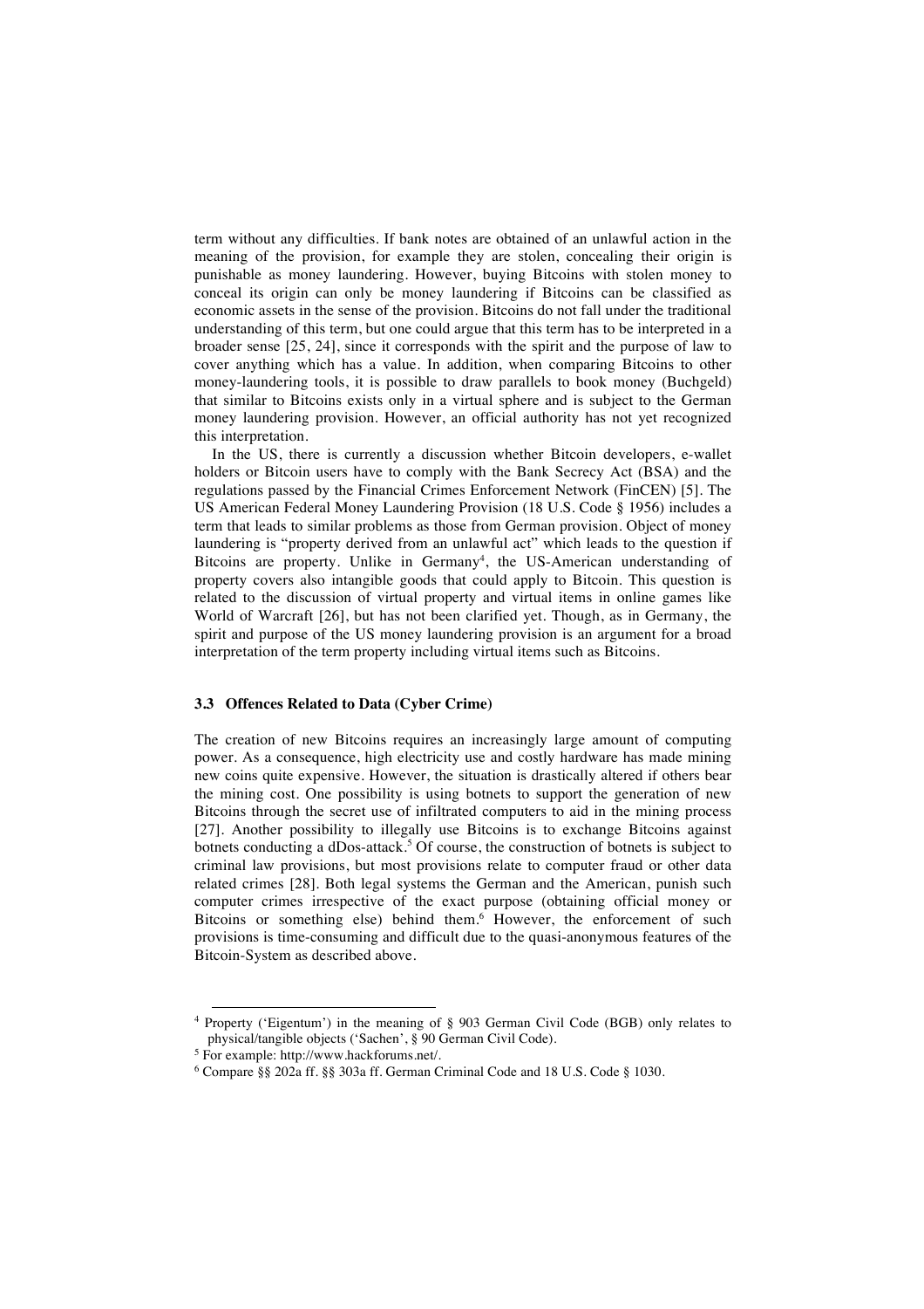term without any difficulties. If bank notes are obtained of an unlawful action in the meaning of the provision, for example they are stolen, concealing their origin is punishable as money laundering. However, buying Bitcoins with stolen money to conceal its origin can only be money laundering if Bitcoins can be classified as economic assets in the sense of the provision. Bitcoins do not fall under the traditional understanding of this term, but one could argue that this term has to be interpreted in a broader sense [25, 24], since it corresponds with the spirit and the purpose of law to cover anything which has a value. In addition, when comparing Bitcoins to other money-laundering tools, it is possible to draw parallels to book money (Buchgeld) that similar to Bitcoins exists only in a virtual sphere and is subject to the German money laundering provision. However, an official authority has not yet recognized this interpretation.

In the US, there is currently a discussion whether Bitcoin developers, e-wallet holders or Bitcoin users have to comply with the Bank Secrecy Act (BSA) and the regulations passed by the Financial Crimes Enforcement Network (FinCEN) [5]. The US American Federal Money Laundering Provision (18 U.S. Code § 1956) includes a term that leads to similar problems as those from German provision. Object of money laundering is "property derived from an unlawful act" which leads to the question if Bitcoins are property. Unlike in Germany[4], the US-American understanding of property covers also intangible goods that could apply to Bitcoin. This question is related to the discussion of virtual property and virtual items in online games like World of Warcraft [26], but has not been clarified yet. Though, as in Germany, the spirit and purpose of the US money laundering provision is an argument for a broad interpretation of the term property including virtual items such as Bitcoins.

### 3.3 Offences Related to Data (Cyber Crime)

The creation of new Bitcoins requires an increasingly large amount of computing power. As a consequence, high electricity use and costly hardware has made mining new coins quite expensive. However, the situation is drastically altered if others bear the mining cost. One possibility is using botnets to support the generation of new Bitcoins through the secret use of infiltrated computers to aid in the mining process [27]. Another possibility to illegally use Bitcoins is to exchange Bitcoins against botnets conducting a dDos-attack.[5] Of course, the construction of botnets is subject to criminal law provisions, but most provisions relate to computer fraud or other data related crimes [28]. Both legal systems the German and the American, punish such computer crimes irrespective of the exact purpose (obtaining official money or Bitcoins or something else) behind them.[6] However, the enforcement of such provisions is time-consuming and difficult due to the quasi-anonymous features of the Bitcoin-System as described above.

---

[4] Property ('Eigentum') in the meaning of § 903 German Civil Code (BGB) only relates to physical/tangible objects ('Sachen', § 90 German Civil Code).

[5] For example: http://www.hackforums.net/.

[6] Compare §§ 202a ff. §§ 303a ff. German Criminal Code and 18 U.S. Code § 1030.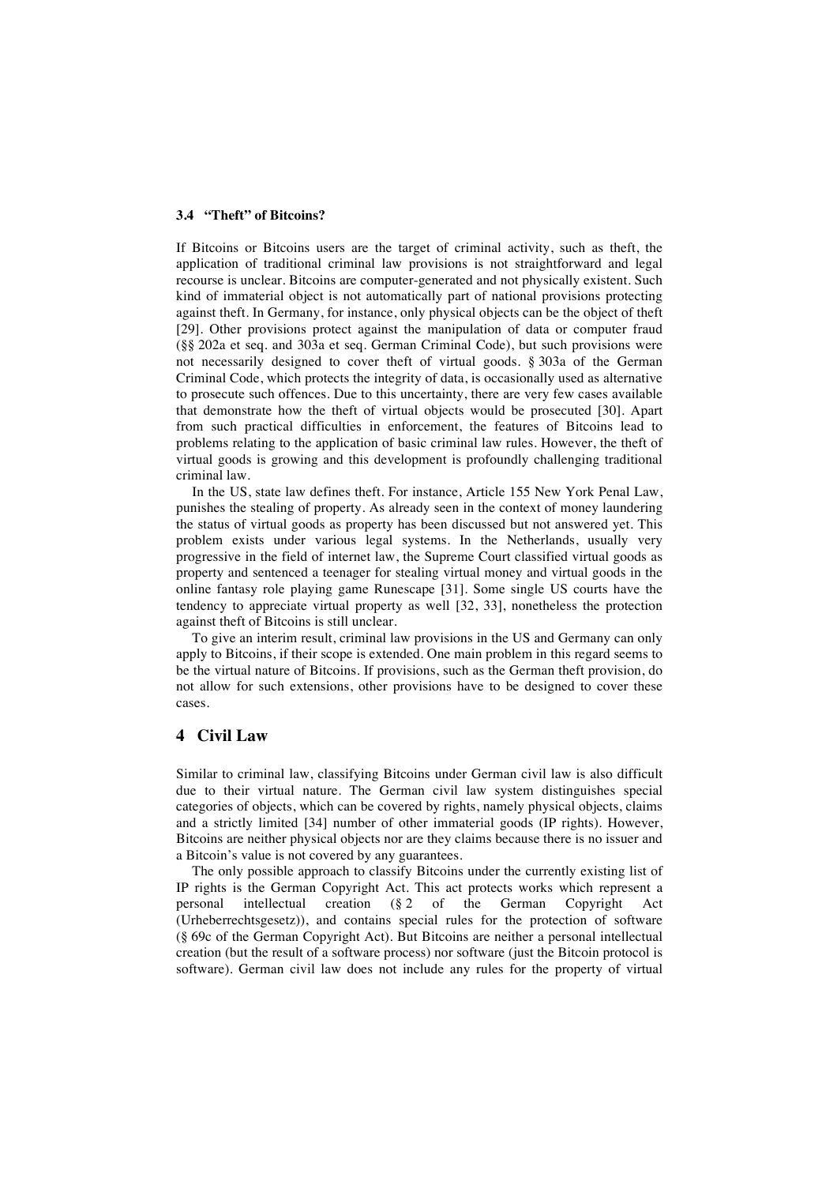### 3.4 "Theft" of Bitcoins?

If Bitcoins or Bitcoins users are the target of criminal activity, such as theft, the application of traditional criminal law provisions is not straightforward and legal recourse is unclear. Bitcoins are computer-generated and not physically existent. Such kind of immaterial object is not automatically part of national provisions protecting against theft. In Germany, for instance, only physical objects can be the object of theft [29]. Other provisions protect against the manipulation of data or computer fraud (§§ 202a et seq. and 303a et seq. German Criminal Code), but such provisions were not necessarily designed to cover theft of virtual goods. § 303a of the German Criminal Code, which protects the integrity of data, is occasionally used as alternative to prosecute such offences. Due to this uncertainty, there are very few cases available that demonstrate how the theft of virtual objects would be prosecuted [30]. Apart from such practical difficulties in enforcement, the features of Bitcoins lead to problems relating to the application of basic criminal law rules. However, the theft of virtual goods is growing and this development is profoundly challenging traditional criminal law.

In the US, state law defines theft. For instance, Article 155 New York Penal Law, punishes the stealing of property. As already seen in the context of money laundering the status of virtual goods as property has been discussed but not answered yet. This problem exists under various legal systems. In the Netherlands, usually very progressive in the field of internet law, the Supreme Court classified virtual goods as property and sentenced a teenager for stealing virtual money and virtual goods in the online fantasy role playing game Runescape [31]. Some single US courts have the tendency to appreciate virtual property as well [32, 33], nonetheless the protection against theft of Bitcoins is still unclear.

To give an interim result, criminal law provisions in the US and Germany can only apply to Bitcoins, if their scope is extended. One main problem in this regard seems to be the virtual nature of Bitcoins. If provisions, such as the German theft provision, do not allow for such extensions, other provisions have to be designed to cover these cases.

## 4 Civil Law

Similar to criminal law, classifying Bitcoins under German civil law is also difficult due to their virtual nature. The German civil law system distinguishes special categories of objects, which can be covered by rights, namely physical objects, claims and a strictly limited [34] number of other immaterial goods (IP rights). However, Bitcoins are neither physical objects nor are they claims because there is no issuer and a Bitcoin's value is not covered by any guarantees.

The only possible approach to classify Bitcoins under the currently existing list of IP rights is the German Copyright Act. This act protects works which represent a personal intellectual creation (§ 2 of the German Copyright Act (Urheberrechtsgesetz)), and contains special rules for the protection of software (§ 69c of the German Copyright Act). But Bitcoins are neither a personal intellectual creation (but the result of a software process) nor software (just the Bitcoin protocol is software). German civil law does not include any rules for the property of virtual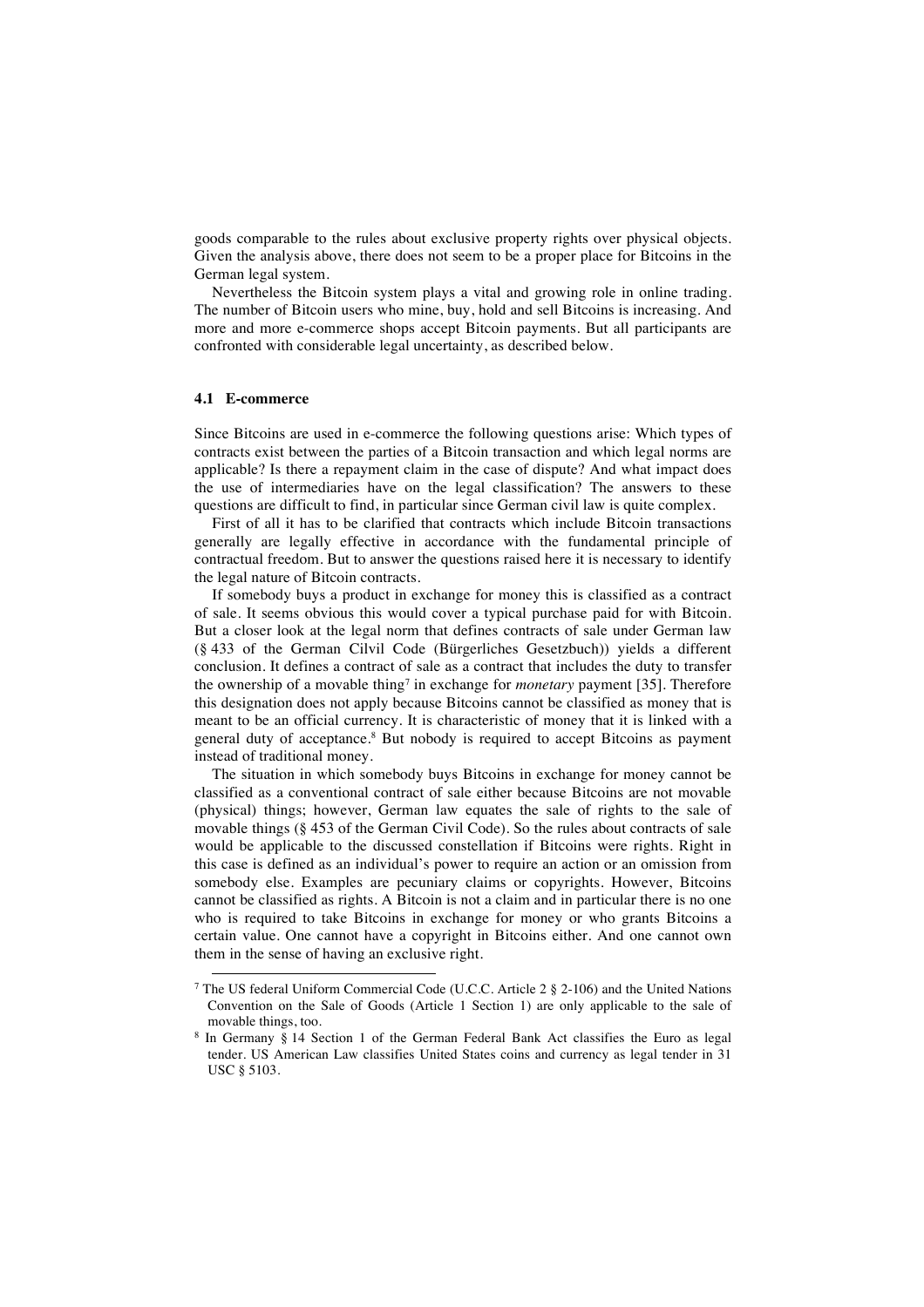goods comparable to the rules about exclusive property rights over physical objects. Given the analysis above, there does not seem to be a proper place for Bitcoins in the German legal system.

Nevertheless the Bitcoin system plays a vital and growing role in online trading. The number of Bitcoin users who mine, buy, hold and sell Bitcoins is increasing. And more and more e-commerce shops accept Bitcoin payments. But all participants are confronted with considerable legal uncertainty, as described below.

### 4.1 E-commerce

Since Bitcoins are used in e-commerce the following questions arise: Which types of contracts exist between the parties of a Bitcoin transaction and which legal norms are applicable? Is there a repayment claim in the case of dispute? And what impact does the use of intermediaries have on the legal classification? The answers to these questions are difficult to find, in particular since German civil law is quite complex.

First of all it has to be clarified that contracts which include Bitcoin transactions generally are legally effective in accordance with the fundamental principle of contractual freedom. But to answer the questions raised here it is necessary to identify the legal nature of Bitcoin contracts.

If somebody buys a product in exchange for money this is classified as a contract of sale. It seems obvious this would cover a typical purchase paid for with Bitcoin. But a closer look at the legal norm that defines contracts of sale under German law (§ 433 of the German Cilvil Code (Bürgerliches Gesetzbuch)) yields a different conclusion. It defines a contract of sale as a contract that includes the duty to transfer the ownership of a movable thing[7] in exchange for *monetary* payment [35]. Therefore this designation does not apply because Bitcoins cannot be classified as money that is meant to be an official currency. It is characteristic of money that it is linked with a general duty of acceptance.[8] But nobody is required to accept Bitcoins as payment instead of traditional money.

The situation in which somebody buys Bitcoins in exchange for money cannot be classified as a conventional contract of sale either because Bitcoins are not movable (physical) things; however, German law equates the sale of rights to the sale of movable things (§ 453 of the German Civil Code). So the rules about contracts of sale would be applicable to the discussed constellation if Bitcoins were rights. Right in this case is defined as an individual's power to require an action or an omission from somebody else. Examples are pecuniary claims or copyrights. However, Bitcoins cannot be classified as rights. A Bitcoin is not a claim and in particular there is no one who is required to take Bitcoins in exchange for money or who grants Bitcoins a certain value. One cannot have a copyright in Bitcoins either. And one cannot own them in the sense of having an exclusive right.

---

[7] The US federal Uniform Commercial Code (U.C.C. Article 2 § 2-106) and the United Nations Convention on the Sale of Goods (Article 1 Section 1) are only applicable to the sale of movable things, too.

[8] In Germany § 14 Section 1 of the German Federal Bank Act classifies the Euro as legal tender. US American Law classifies United States coins and currency as legal tender in 31 USC § 5103.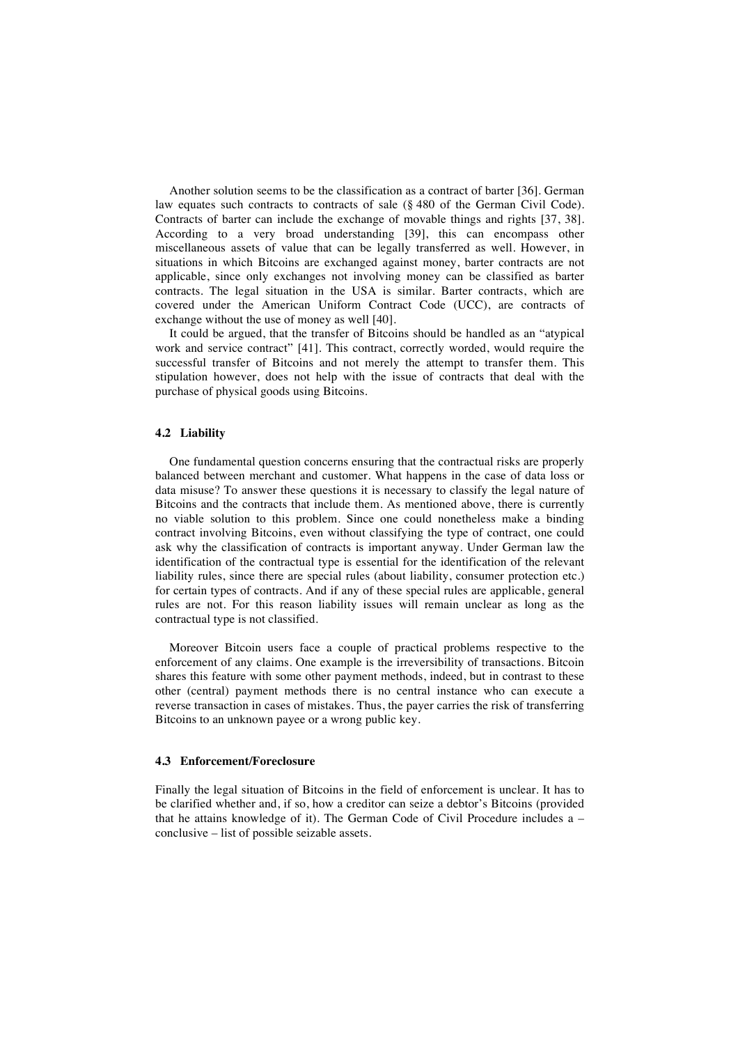Another solution seems to be the classification as a contract of barter [36]. German law equates such contracts to contracts of sale (§ 480 of the German Civil Code). Contracts of barter can include the exchange of movable things and rights [37, 38]. According to a very broad understanding [39], this can encompass other miscellaneous assets of value that can be legally transferred as well. However, in situations in which Bitcoins are exchanged against money, barter contracts are not applicable, since only exchanges not involving money can be classified as barter contracts. The legal situation in the USA is similar. Barter contracts, which are covered under the American Uniform Contract Code (UCC), are contracts of exchange without the use of money as well [40].

It could be argued, that the transfer of Bitcoins should be handled as an "atypical work and service contract" [41]. This contract, correctly worded, would require the successful transfer of Bitcoins and not merely the attempt to transfer them. This stipulation however, does not help with the issue of contracts that deal with the purchase of physical goods using Bitcoins.

### 4.2 Liability

One fundamental question concerns ensuring that the contractual risks are properly balanced between merchant and customer. What happens in the case of data loss or data misuse? To answer these questions it is necessary to classify the legal nature of Bitcoins and the contracts that include them. As mentioned above, there is currently no viable solution to this problem. Since one could nonetheless make a binding contract involving Bitcoins, even without classifying the type of contract, one could ask why the classification of contracts is important anyway. Under German law the identification of the contractual type is essential for the identification of the relevant liability rules, since there are special rules (about liability, consumer protection etc.) for certain types of contracts. And if any of these special rules are applicable, general rules are not. For this reason liability issues will remain unclear as long as the contractual type is not classified.

Moreover Bitcoin users face a couple of practical problems respective to the enforcement of any claims. One example is the irreversibility of transactions. Bitcoin shares this feature with some other payment methods, indeed, but in contrast to these other (central) payment methods there is no central instance who can execute a reverse transaction in cases of mistakes. Thus, the payer carries the risk of transferring Bitcoins to an unknown payee or a wrong public key.

### 4.3 Enforcement/Foreclosure

Finally the legal situation of Bitcoins in the field of enforcement is unclear. It has to be clarified whether and, if so, how a creditor can seize a debtor's Bitcoins (provided that he attains knowledge of it). The German Code of Civil Procedure includes a – conclusive – list of possible seizable assets.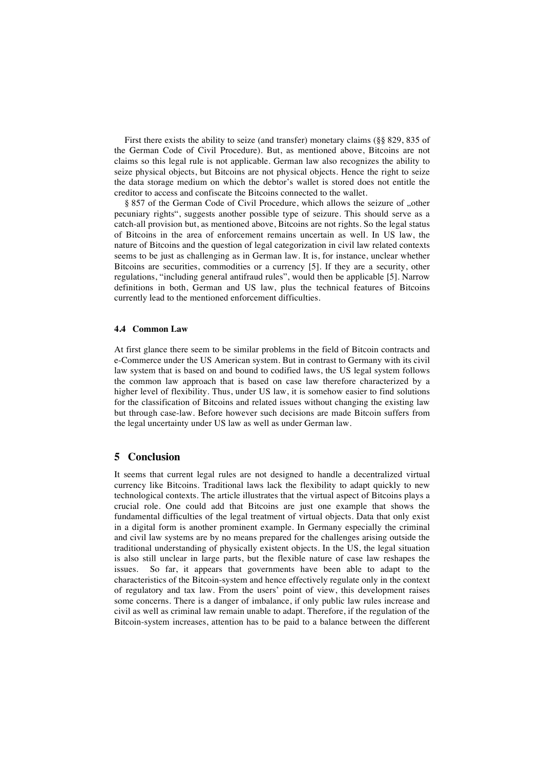First there exists the ability to seize (and transfer) monetary claims (§§ 829, 835 of the German Code of Civil Procedure). But, as mentioned above, Bitcoins are not claims so this legal rule is not applicable. German law also recognizes the ability to seize physical objects, but Bitcoins are not physical objects. Hence the right to seize the data storage medium on which the debtor's wallet is stored does not entitle the creditor to access and confiscate the Bitcoins connected to the wallet.

§ 857 of the German Code of Civil Procedure, which allows the seizure of „other pecuniary rights", suggests another possible type of seizure. This should serve as a catch-all provision but, as mentioned above, Bitcoins are not rights. So the legal status of Bitcoins in the area of enforcement remains uncertain as well. In US law, the nature of Bitcoins and the question of legal categorization in civil law related contexts seems to be just as challenging as in German law. It is, for instance, unclear whether Bitcoins are securities, commodities or a currency [5]. If they are a security, other regulations, "including general antifraud rules", would then be applicable [5]. Narrow definitions in both, German and US law, plus the technical features of Bitcoins currently lead to the mentioned enforcement difficulties.

### 4.4 Common Law

At first glance there seem to be similar problems in the field of Bitcoin contracts and e-Commerce under the US American system. But in contrast to Germany with its civil law system that is based on and bound to codified laws, the US legal system follows the common law approach that is based on case law therefore characterized by a higher level of flexibility. Thus, under US law, it is somehow easier to find solutions for the classification of Bitcoins and related issues without changing the existing law but through case-law. Before however such decisions are made Bitcoin suffers from the legal uncertainty under US law as well as under German law.

## 5 Conclusion

It seems that current legal rules are not designed to handle a decentralized virtual currency like Bitcoins. Traditional laws lack the flexibility to adapt quickly to new technological contexts. The article illustrates that the virtual aspect of Bitcoins plays a crucial role. One could add that Bitcoins are just one example that shows the fundamental difficulties of the legal treatment of virtual objects. Data that only exist in a digital form is another prominent example. In Germany especially the criminal and civil law systems are by no means prepared for the challenges arising outside the traditional understanding of physically existent objects. In the US, the legal situation is also still unclear in large parts, but the flexible nature of case law reshapes the issues. So far, it appears that governments have been able to adapt to the characteristics of the Bitcoin-system and hence effectively regulate only in the context of regulatory and tax law. From the users' point of view, this development raises some concerns. There is a danger of imbalance, if only public law rules increase and civil as well as criminal law remain unable to adapt. Therefore, if the regulation of the Bitcoin-system increases, attention has to be paid to a balance between the different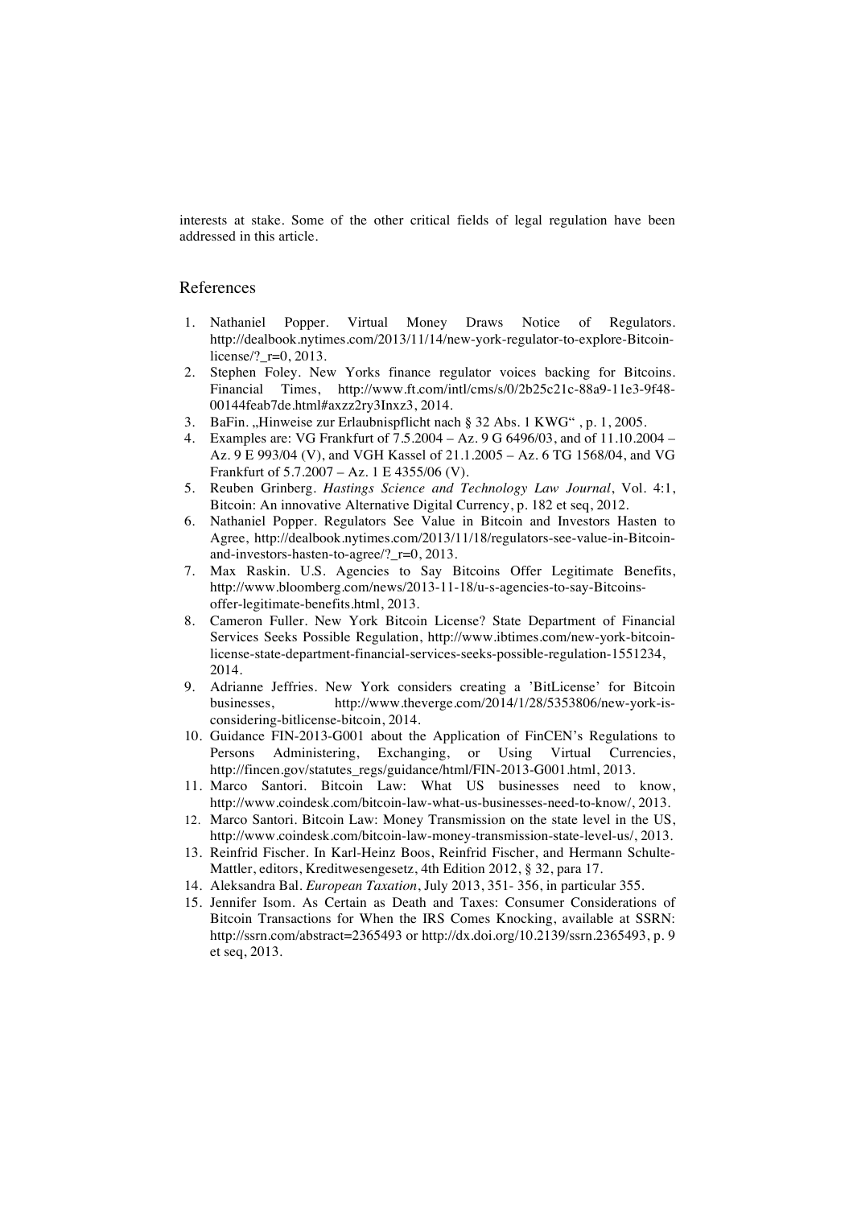interests at stake. Some of the other critical fields of legal regulation have been addressed in this article.

## References

1. Nathaniel Popper. Virtual Money Draws Notice of Regulators. http://dealbook.nytimes.com/2013/11/14/new-york-regulator-to-explore-Bitcoin-license/?_r=0, 2013.
2. Stephen Foley. New Yorks finance regulator voices backing for Bitcoins. Financial Times, http://www.ft.com/intl/cms/s/0/2b25c21c-88a9-11e3-9f48-00144feab7de.html#axzz2ry3Inxz3, 2014.
3. BaFin. „Hinweise zur Erlaubnispflicht nach § 32 Abs. 1 KWG" , p. 1, 2005.
4. Examples are: VG Frankfurt of 7.5.2004 – Az. 9 G 6496/03, and of 11.10.2004 – Az. 9 E 993/04 (V), and VGH Kassel of 21.1.2005 – Az. 6 TG 1568/04, and VG Frankfurt of 5.7.2007 – Az. 1 E 4355/06 (V).
5. Reuben Grinberg. *Hastings Science and Technology Law Journal*, Vol. 4:1, Bitcoin: An innovative Alternative Digital Currency, p. 182 et seq, 2012.
6. Nathaniel Popper. Regulators See Value in Bitcoin and Investors Hasten to Agree, http://dealbook.nytimes.com/2013/11/18/regulators-see-value-in-Bitcoin-and-investors-hasten-to-agree/?_r=0, 2013.
7. Max Raskin. U.S. Agencies to Say Bitcoins Offer Legitimate Benefits, http://www.bloomberg.com/news/2013-11-18/u-s-agencies-to-say-Bitcoins-offer-legitimate-benefits.html, 2013.
8. Cameron Fuller. New York Bitcoin License? State Department of Financial Services Seeks Possible Regulation, http://www.ibtimes.com/new-york-bitcoin-license-state-department-financial-services-seeks-possible-regulation-1551234, 2014.
9. Adrianne Jeffries. New York considers creating a 'BitLicense' for Bitcoin businesses, http://www.theverge.com/2014/1/28/5353806/new-york-is-considering-bitlicense-bitcoin, 2014.
10. Guidance FIN-2013-G001 about the Application of FinCEN's Regulations to Persons Administering, Exchanging, or Using Virtual Currencies, http://fincen.gov/statutes_regs/guidance/html/FIN-2013-G001.html, 2013.
11. Marco Santori. Bitcoin Law: What US businesses need to know, http://www.coindesk.com/bitcoin-law-what-us-businesses-need-to-know/, 2013.
12. Marco Santori. Bitcoin Law: Money Transmission on the state level in the US, http://www.coindesk.com/bitcoin-law-money-transmission-state-level-us/, 2013.
13. Reinfrid Fischer. In Karl-Heinz Boos, Reinfrid Fischer, and Hermann Schulte-Mattler, editors, Kreditwesengesetz, 4th Edition 2012, § 32, para 17.
14. Aleksandra Bal. *European Taxation*, July 2013, 351- 356, in particular 355.
15. Jennifer Isom. As Certain as Death and Taxes: Consumer Considerations of Bitcoin Transactions for When the IRS Comes Knocking, available at SSRN: http://ssrn.com/abstract=2365493 or http://dx.doi.org/10.2139/ssrn.2365493, p. 9 et seq, 2013.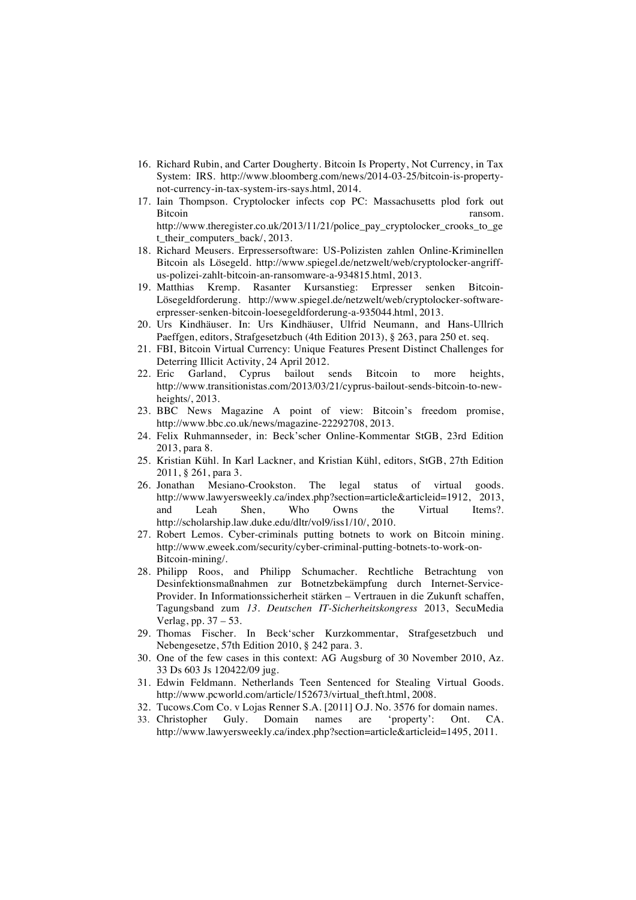16. Richard Rubin, and Carter Dougherty. Bitcoin Is Property, Not Currency, in Tax System: IRS. http://www.bloomberg.com/news/2014-03-25/bitcoin-is-property-not-currency-in-tax-system-irs-says.html, 2014.
17. Iain Thompson. Cryptolocker infects cop PC: Massachusetts plod fork out Bitcoin ransom. http://www.theregister.co.uk/2013/11/21/police_pay_cryptolocker_crooks_to_get_their_computers_back/, 2013.
18. Richard Meusers. Erpressersoftware: US-Polizisten zahlen Online-Kriminellen Bitcoin als Lösegeld. http://www.spiegel.de/netzwelt/web/cryptolocker-angriff-us-polizei-zahlt-bitcoin-an-ransomware-a-934815.html, 2013.
19. Matthias Kremp. Rasanter Kursanstieg: Erpresser senken Bitcoin-Lösegeldforderung. http://www.spiegel.de/netzwelt/web/cryptolocker-software-erpresser-senken-bitcoin-loesegeldforderung-a-935044.html, 2013.
20. Urs Kindhäuser. In: Urs Kindhäuser, Ulfrid Neumann, and Hans-Ullrich Paeffgen, editors, Strafgesetzbuch (4th Edition 2013), § 263, para 250 et. seq.
21. FBI, Bitcoin Virtual Currency: Unique Features Present Distinct Challenges for Deterring Illicit Activity, 24 April 2012.
22. Eric Garland, Cyprus bailout sends Bitcoin to more heights, http://www.transitionistas.com/2013/03/21/cyprus-bailout-sends-bitcoin-to-new-heights/, 2013.
23. BBC News Magazine A point of view: Bitcoin's freedom promise, http://www.bbc.co.uk/news/magazine-22292708, 2013.
24. Felix Ruhmannseder, in: Beck'scher Online-Kommentar StGB, 23rd Edition 2013, para 8.
25. Kristian Kühl. In Karl Lackner, and Kristian Kühl, editors, StGB, 27th Edition 2011, § 261, para 3.
26. Jonathan Mesiano-Crookston. The legal status of virtual goods. http://www.lawyersweekly.ca/index.php?section=article&articleid=1912, 2013, and Leah Shen, Who Owns the Virtual Items?. http://scholarship.law.duke.edu/dltr/vol9/iss1/10/, 2010.
27. Robert Lemos. Cyber-criminals putting botnets to work on Bitcoin mining. http://www.eweek.com/security/cyber-criminal-putting-botnets-to-work-on-Bitcoin-mining/.
28. Philipp Roos, and Philipp Schumacher. Rechtliche Betrachtung von Desinfektionsmaßnahmen zur Botnetzbekämpfung durch Internet-Service-Provider. In Informationssicherheit stärken – Vertrauen in die Zukunft schaffen, Tagungsband zum *13. Deutschen IT-Sicherheitskongress* 2013, SecuMedia Verlag, pp. 37 – 53.
29. Thomas Fischer. In Beck'scher Kurzkommentar, Strafgesetzbuch und Nebengesetze, 57th Edition 2010, § 242 para. 3.
30. One of the few cases in this context: AG Augsburg of 30 November 2010, Az. 33 Ds 603 Js 120422/09 jug.
31. Edwin Feldmann. Netherlands Teen Sentenced for Stealing Virtual Goods. http://www.pcworld.com/article/152673/virtual_theft.html, 2008.
32. Tucows.Com Co. v Lojas Renner S.A. [2011] O.J. No. 3576 for domain names.
33. Christopher Guly. Domain names are 'property': Ont. CA. http://www.lawyersweekly.ca/index.php?section=article&articleid=1495, 2011.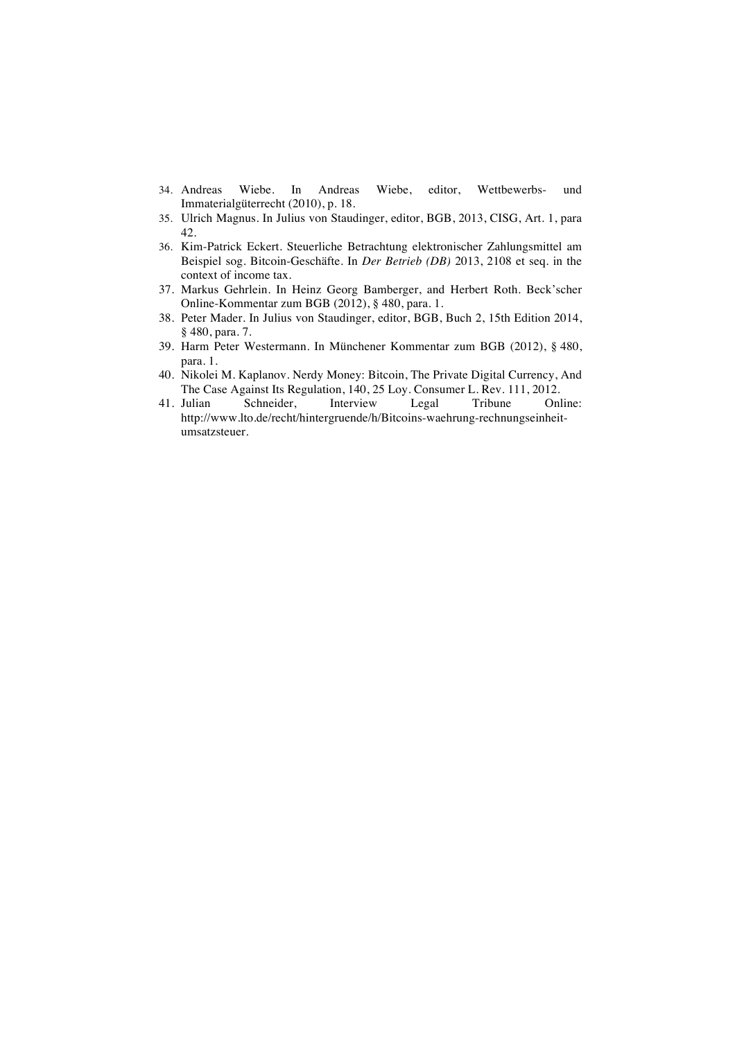34. Andreas Wiebe. In Andreas Wiebe, editor, Wettbewerbs- und Immaterialgüterrecht (2010), p. 18.
35. Ulrich Magnus. In Julius von Staudinger, editor, BGB, 2013, CISG, Art. 1, para 42.
36. Kim-Patrick Eckert. Steuerliche Betrachtung elektronischer Zahlungsmittel am Beispiel sog. Bitcoin-Geschäfte. In *Der Betrieb (DB)* 2013, 2108 et seq. in the context of income tax.
37. Markus Gehrlein. In Heinz Georg Bamberger, and Herbert Roth. Beck'scher Online-Kommentar zum BGB (2012), § 480, para. 1.
38. Peter Mader. In Julius von Staudinger, editor, BGB, Buch 2, 15th Edition 2014, § 480, para. 7.
39. Harm Peter Westermann. In Münchener Kommentar zum BGB (2012), § 480, para. 1.
40. Nikolei M. Kaplanov. Nerdy Money: Bitcoin, The Private Digital Currency, And The Case Against Its Regulation, 140, 25 Loy. Consumer L. Rev. 111, 2012.
41. Julian Schneider, Interview Legal Tribune Online: http://www.lto.de/recht/hintergruende/h/Bitcoins-waehrung-rechnungseinheit-umsatzsteuer.